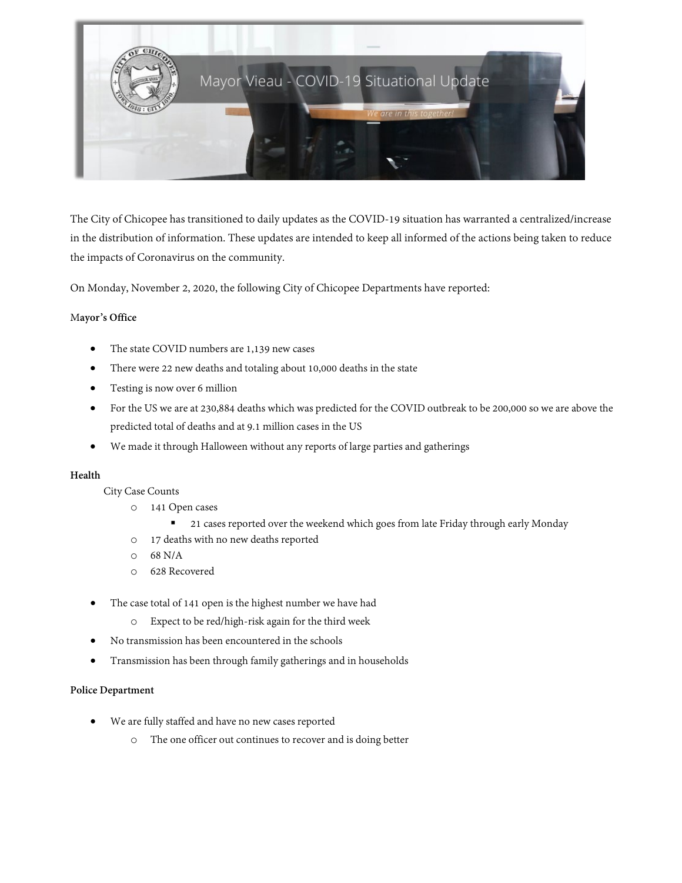Mayor Vieau - COVID-19 Situational Update

We are in this together!

The City of Chicopee has transitioned to daily updates as the COVID-19 situation has warranted a centralized/increase in the distribution of information. These updates are intended to keep all informed of the actions being taken to reduce the impacts of Coronavirus on the community.

On Monday, November 2, 2020, the following City of Chicopee Departments have reported:

**Mayor's Office**

- The state COVID numbers are 1,139 new cases
- There were 22 new deaths and totaling about 10,000 deaths in the state
- Testing is now over 6 million
- For the US we are at 230,884 deaths which was predicted for the COVID outbreak to be 200,000 so we are above the predicted total of deaths and at 9.1 million cases in the US
- We made it through Halloween without any reports of large parties and gatherings

**Health**

City Case Counts

- 141 Open cases
  - 21 cases reported over the weekend which goes from late Friday through early Monday
- 17 deaths with no new deaths reported
- 68 N/A
- 628 Recovered

- The case total of 141 open is the highest number we have had
  - Expect to be red/high-risk again for the third week
- No transmission has been encountered in the schools
- Transmission has been through family gatherings and in households

**Police Department**

- We are fully staffed and have no new cases reported
  - The one officer out continues to recover and is doing better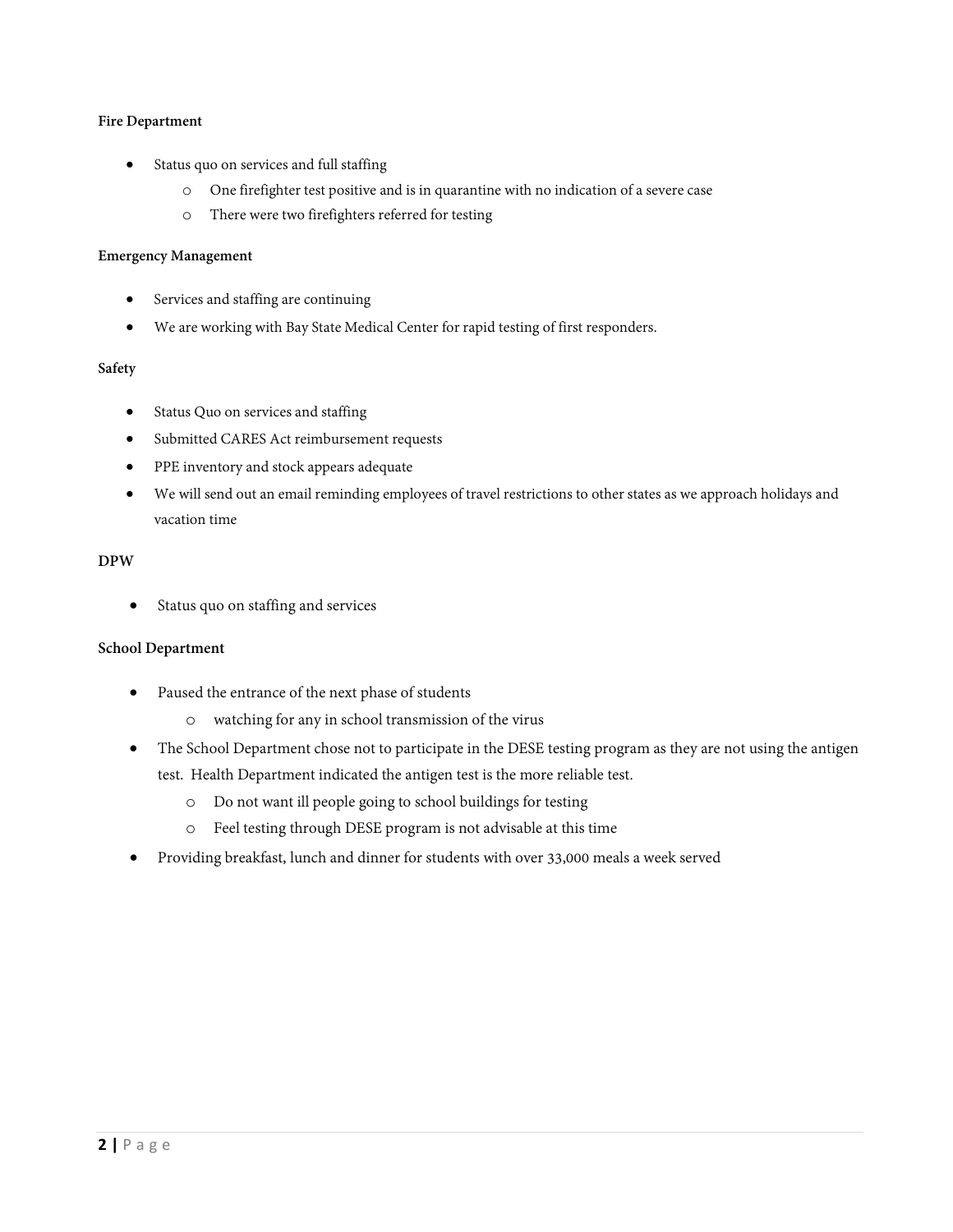**Fire Department**

- Status quo on services and full staffing
  - One firefighter test positive and is in quarantine with no indication of a severe case
  - There were two firefighters referred for testing

**Emergency Management**

- Services and staffing are continuing
- We are working with Bay State Medical Center for rapid testing of first responders.

**Safety**

- Status Quo on services and staffing
- Submitted CARES Act reimbursement requests
- PPE inventory and stock appears adequate
- We will send out an email reminding employees of travel restrictions to other states as we approach holidays and vacation time

**DPW**

- Status quo on staffing and services

**School Department**

- Paused the entrance of the next phase of students
  - watching for any in school transmission of the virus
- The School Department chose not to participate in the DESE testing program as they are not using the antigen test. Health Department indicated the antigen test is the more reliable test.
  - Do not want ill people going to school buildings for testing
  - Feel testing through DESE program is not advisable at this time
- Providing breakfast, lunch and dinner for students with over 33,000 meals a week served